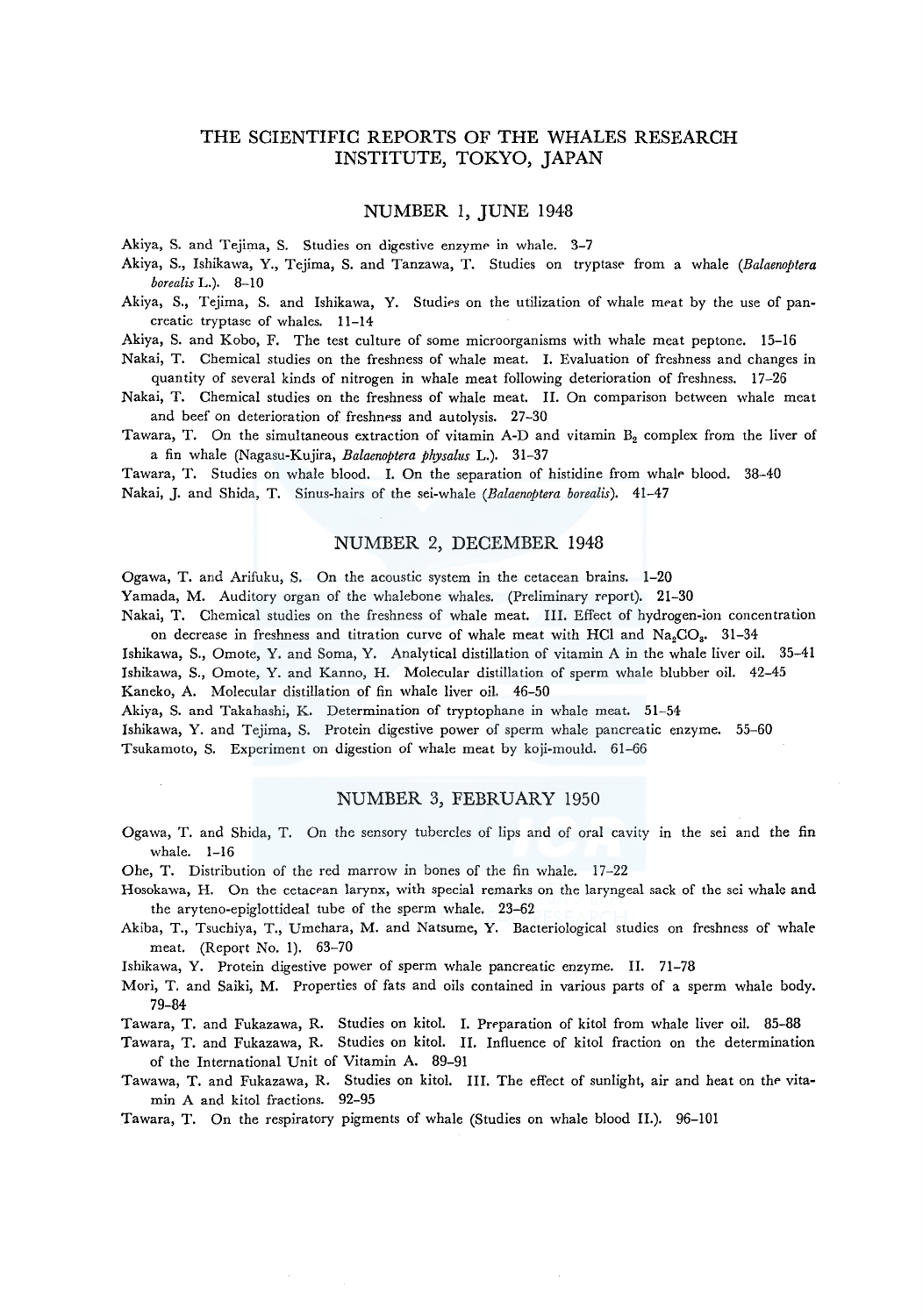# THE SCIENTIFIC REPORTS OF THE WHALES RESEARCH INSTITUTE, TOKYO, JAPAN

## NUMBER 1, JUNE 1948

Akiya, S. and Tejima, S. Studies on digestive enzyme in whale. 3–7

Akiya, S., Ishikawa, Y., Tejima, S. and Tanzawa, T. Studies on tryptase from a whale (*Balaenoptera borealis* L.). 8–10

Akiya, S., Tejima, S. and Ishikawa, Y. Studies on the utilization of whale meat by the use of pancreatic tryptase of whales. 11–14

Akiya, S. and Kobo, F. The test culture of some microorganisms with whale meat peptone. 15–16

Nakai, T. Chemical studies on the freshness of whale meat. I. Evaluation of freshness and changes in quantity of several kinds of nitrogen in whale meat following deterioration of freshness. 17–26

Nakai, T. Chemical studies on the freshness of whale meat. II. On comparison between whale meat and beef on deterioration of freshness and autolysis. 27–30

Tawara, T. On the simultaneous extraction of vitamin A-D and vitamin $B_2$ complex from the liver of a fin whale (Nagasu-Kujira, *Balaenoptera physalus* L.). 31–37

Tawara, T. Studies on whale blood. I. On the separation of histidine from whale blood. 38–40

Nakai, J. and Shida, T. Sinus-hairs of the sei-whale (*Balaenoptera borealis*). 41–47

## NUMBER 2, DECEMBER 1948

Ogawa, T. and Arifuku, S. On the acoustic system in the cetacean brains. 1–20

Yamada, M. Auditory organ of the whalebone whales. (Preliminary report). 21–30

Nakai, T. Chemical studies on the freshness of whale meat. III. Effect of hydrogen-ion concentration on decrease in freshness and titration curve of whale meat with HCl and $Na_2CO_3$. 31–34

Ishikawa, S., Omote, Y. and Soma, Y. Analytical distillation of vitamin A in the whale liver oil. 35–41

Ishikawa, S., Omote, Y. and Kanno, H. Molecular distillation of sperm whale blubber oil. 42–45

Kaneko, A. Molecular distillation of fin whale liver oil. 46–50

Akiya, S. and Takahashi, K. Determination of tryptophane in whale meat. 51–54

Ishikawa, Y. and Tejima, S. Protein digestive power of sperm whale pancreatic enzyme. 55–60

Tsukamoto, S. Experiment on digestion of whale meat by koji-mould. 61–66

## NUMBER 3, FEBRUARY 1950

Ogawa, T. and Shida, T. On the sensory tubercles of lips and of oral cavity in the sei and the fin whale. 1–16

Ohe, T. Distribution of the red marrow in bones of the fin whale. 17–22

Hosokawa, H. On the cetacean larynx, with special remarks on the laryngeal sack of the sei whale and the aryteno-epiglottideal tube of the sperm whale. 23–62

Akiba, T., Tsuchiya, T., Umehara, M. and Natsume, Y. Bacteriological studies on freshness of whale meat. (Report No. 1). 63–70

Ishikawa, Y. Protein digestive power of sperm whale pancreatic enzyme. II. 71–78

Mori, T. and Saiki, M. Properties of fats and oils contained in various parts of a sperm whale body. 79–84

Tawara, T. and Fukazawa, R. Studies on kitol. I. Preparation of kitol from whale liver oil. 85–88

Tawara, T. and Fukazawa, R. Studies on kitol. II. Influence of kitol fraction on the determination of the International Unit of Vitamin A. 89–91

Tawawa, T. and Fukazawa, R. Studies on kitol. III. The effect of sunlight, air and heat on the vitamin A and kitol fractions. 92–95

Tawara, T. On the respiratory pigments of whale (Studies on whale blood II.). 96–101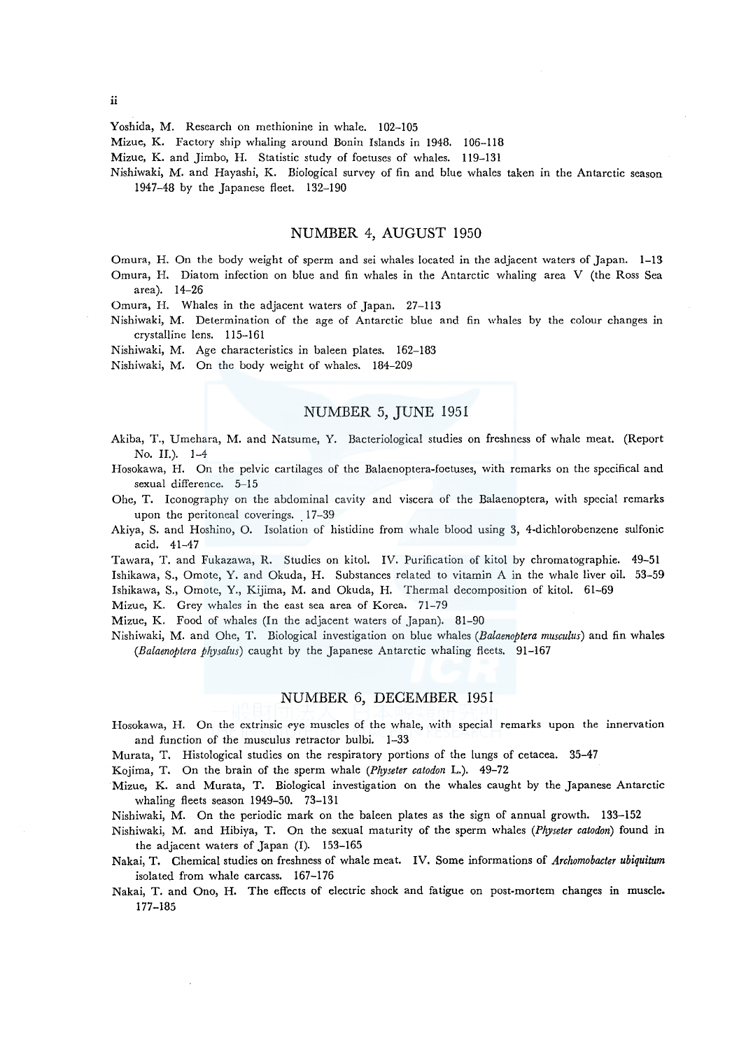Yoshida, M. Research on methionine in whale. 102–105

Mizue, K. Factory ship whaling around Bonin Islands in 1948. 106–118

Mizue, K. and Jimbo, H. Statistic study of foetuses of whales. 119–131

Nishiwaki, M. and Hayashi, K. Biological survey of fin and blue whales taken in the Antarctic season 1947–48 by the Japanese fleet. 132–190

## NUMBER 4, AUGUST 1950

Omura, H. On the body weight of sperm and sei whales located in the adjacent waters of Japan. 1–13

Omura, H. Diatom infection on blue and fin whales in the Antarctic whaling area V (the Ross Sea area). 14–26

Omura, H. Whales in the adjacent waters of Japan. 27–113

Nishiwaki, M. Determination of the age of Antarctic blue and fin whales by the colour changes in crystalline lens. 115–161

Nishiwaki, M. Age characteristics in baleen plates. 162–183

Nishiwaki, M. On the body weight of whales. 184–209

## NUMBER 5, JUNE 1951

Akiba, T., Umehara, M. and Natsume, Y. Bacteriological studies on freshness of whale meat. (Report No. II.). 1–4

Hosokawa, H. On the pelvic cartilages of the Balaenoptera-foetuses, with remarks on the specifical and sexual difference. 5–15

Ohe, T. Iconography on the abdominal cavity and viscera of the Balaenoptera, with special remarks upon the peritoneal coverings. 17–39

Akiya, S. and Hoshino, O. Isolation of histidine from whale blood using 3, 4-dichlorobenzene sulfonic acid. 41–47

Tawara, T. and Fukazawa, R. Studies on kitol. IV. Purification of kitol by chromatographie. 49–51

Ishikawa, S., Omote, Y. and Okuda, H. Substances related to vitamin A in the whale liver oil. 53–59

Ishikawa, S., Omote, Y., Kijima, M. and Okuda, H. Thermal decomposition of kitol. 61–69

Mizue, K. Grey whales in the east sea area of Korea. 71–79

Mizue, K. Food of whales (In the adjacent waters of Japan). 81–90

Nishiwaki, M. and Ohe, T. Biological investigation on blue whales (*Balaenoptera musculus*) and fin whales (*Balaenoptera physalus*) caught by the Japanese Antarctic whaling fleets. 91–167

## NUMBER 6, DECEMBER 1951

Hosokawa, H. On the extrinsic eye muscles of the whale, with special remarks upon the innervation and function of the musculus retractor bulbi. 1–33

Murata, T. Histological studies on the respiratory portions of the lungs of cetacea. 35–47

Kojima, T. On the brain of the sperm whale (*Physeter catodon* L.). 49–72

Mizue, K. and Murata, T. Biological investigation on the whales caught by the Japanese Antarctic whaling fleets season 1949–50. 73–131

Nishiwaki, M. On the periodic mark on the baleen plates as the sign of annual growth. 133–152

Nishiwaki, M. and Hibiya, T. On the sexual maturity of the sperm whales (*Physeter catodon*) found in the adjacent waters of Japan (I). 153–165

Nakai, T. Chemical studies on freshness of whale meat. IV. Some informations of *Archomobacter ubiquitum* isolated from whale carcass. 167–176

Nakai, T. and Ono, H. The effects of electric shock and fatigue on post-mortem changes in muscle. 177–185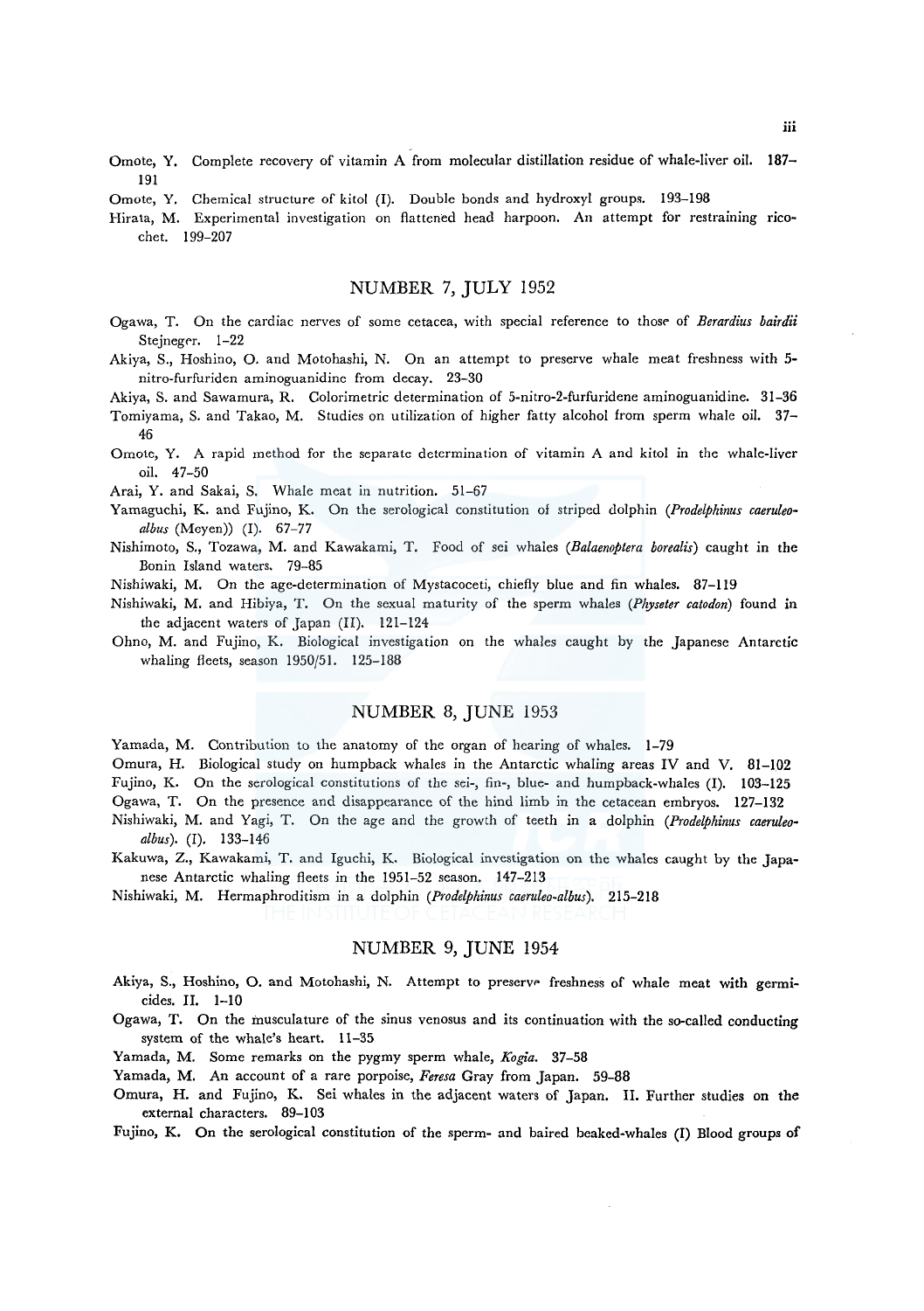Omote, Y. Complete recovery of vitamin A from molecular distillation residue of whale-liver oil. 187–191

Omote, Y. Chemical structure of kitol (I). Double bonds and hydroxyl groups. 193–198

Hirata, M. Experimental investigation on flattened head harpoon. An attempt for restraining ricochet. 199–207

## NUMBER 7, JULY 1952

Ogawa, T. On the cardiac nerves of some cetacea, with special reference to those of *Berardius bairdii* Stejneger. 1–22

Akiya, S., Hoshino, O. and Motohashi, N. On an attempt to preserve whale meat freshness with 5-nitro-furfuriden aminoguanidine from decay. 23–30

Akiya, S. and Sawamura, R. Colorimetric determination of 5-nitro-2-furfuridene aminoguanidine. 31–36

Tomiyama, S. and Takao, M. Studies on utilization of higher fatty alcohol from sperm whale oil. 37–46

Omote, Y. A rapid method for the separate determination of vitamin A and kitol in the whale-liver oil. 47–50

Arai, Y. and Sakai, S. Whale meat in nutrition. 51–67

Yamaguchi, K. and Fujino, K. On the serological constitution of striped dolphin (*Prodelphinus caeruleo-albus* (Meyen)) (I). 67–77

Nishimoto, S., Tozawa, M. and Kawakami, T. Food of sei whales (*Balaenoptera borealis*) caught in the Bonin Island waters. 79–85

Nishiwaki, M. On the age-determination of Mystacoceti, chiefly blue and fin whales. 87–119

Nishiwaki, M. and Hibiya, T. On the sexual maturity of the sperm whales (*Physeter catodon*) found in the adjacent waters of Japan (II). 121–124

Ohno, M. and Fujino, K. Biological investigation on the whales caught by the Japanese Antarctic whaling fleets, season 1950/51. 125–188

## NUMBER 8, JUNE 1953

Yamada, M. Contribution to the anatomy of the organ of hearing of whales. 1–79

Omura, H. Biological study on humpback whales in the Antarctic whaling areas IV and V. 81–102

Fujino, K. On the serological constitutions of the sei-, fin-, blue- and humpback-whales (I). 103–125

Ogawa, T. On the presence and disappearance of the hind limb in the cetacean embryos. 127–132

Nishiwaki, M. and Yagi, T. On the age and the growth of teeth in a dolphin (*Prodelphinus caeruleo-albus*). (I). 133–146

Kakuwa, Z., Kawakami, T. and Iguchi, K. Biological investigation on the whales caught by the Japanese Antarctic whaling fleets in the 1951–52 season. 147–213

Nishiwaki, M. Hermaphroditism in a dolphin (*Prodelphinus caeruleo-albus*). 215–218

## NUMBER 9, JUNE 1954

Akiya, S., Hoshino, O. and Motohashi, N. Attempt to preserve freshness of whale meat with germicides. II. 1–10

Ogawa, T. On the musculature of the sinus venosus and its continuation with the so-called conducting system of the whale's heart. 11–35

Yamada, M. Some remarks on the pygmy sperm whale, *Kogia*. 37–58

Yamada, M. An account of a rare porpoise, *Feresa* Gray from Japan. 59–88

Omura, H. and Fujino, K. Sei whales in the adjacent waters of Japan. II. Further studies on the external characters. 89–103

Fujino, K. On the serological constitution of the sperm- and baired beaked-whales (I) Blood groups of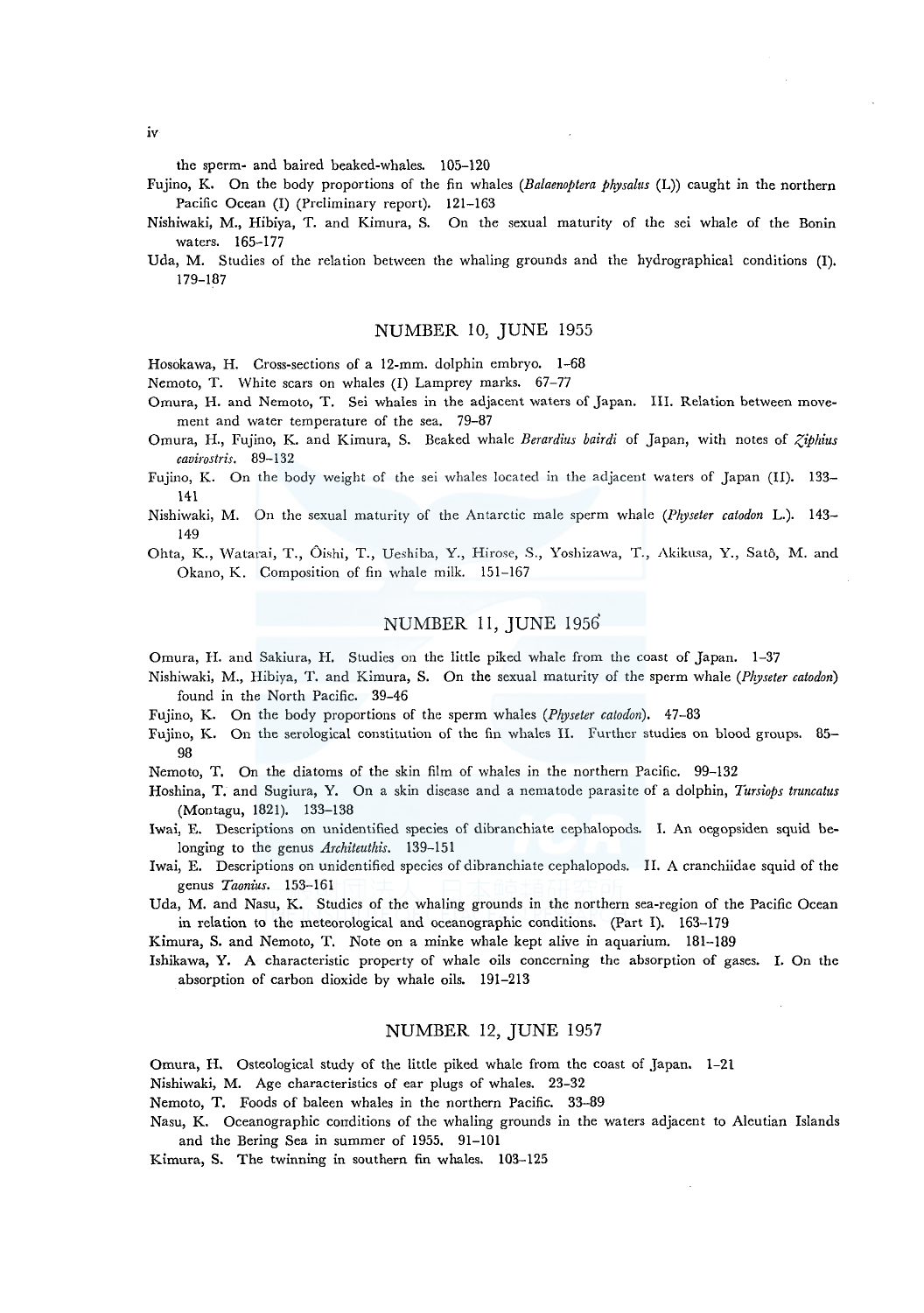the sperm- and baired beaked-whales. 105–120

Fujino, K. On the body proportions of the fin whales (*Balaenoptera physalus* (L)) caught in the northern Pacific Ocean (I) (Preliminary report). 121–163

Nishiwaki, M., Hibiya, T. and Kimura, S. On the sexual maturity of the sei whale of the Bonin waters. 165–177

Uda, M. Studies of the relation between the whaling grounds and the hydrographical conditions (I). 179–187

## NUMBER 10, JUNE 1955

Hosokawa, H. Cross-sections of a 12-mm. dolphin embryo. 1–68

Nemoto, T. White scars on whales (I) Lamprey marks. 67–77

Omura, H. and Nemoto, T. Sei whales in the adjacent waters of Japan. III. Relation between movement and water temperature of the sea. 79–87

Omura, H., Fujino, K. and Kimura, S. Beaked whale *Berardius bairdi* of Japan, with notes of *Ziphius cavirostris*. 89–132

Fujino, K. On the body weight of the sei whales located in the adjacent waters of Japan (II). 133–141

Nishiwaki, M. On the sexual maturity of the Antarctic male sperm whale (*Physeter catodon* L.). 143–149

Ohta, K., Watarai, T., Ôishi, T., Ueshiba, Y., Hirose, S., Yoshizawa, T., Akikusa, Y., Satô, M. and Okano, K. Composition of fin whale milk. 151–167

## NUMBER 11, JUNE 1956

Omura, H. and Sakiura, H. Studies on the little piked whale from the coast of Japan. 1–37

Nishiwaki, M., Hibiya, T. and Kimura, S. On the sexual maturity of the sperm whale (*Physeter catodon*) found in the North Pacific. 39–46

Fujino, K. On the body proportions of the sperm whales (*Physeter catodon*). 47–83

Fujino, K. On the serological constitution of the fin whales II. Further studies on blood groups. 85–98

Nemoto, T. On the diatoms of the skin film of whales in the northern Pacific. 99–132

Hoshina, T. and Sugiura, Y. On a skin disease and a nematode parasite of a dolphin, *Tursiops truncatus* (Montagu, 1821). 133–138

Iwai, E. Descriptions on unidentified species of dibranchiate cephalopods. I. An oegopsiden squid belonging to the genus *Architeuthis*. 139–151

Iwai, E. Descriptions on unidentified species of dibranchiate cephalopods. II. A cranchiidae squid of the genus *Taonius*. 153–161

Uda, M. and Nasu, K. Studies of the whaling grounds in the northern sea-region of the Pacific Ocean in relation to the meteorological and oceanographic conditions. (Part I). 163–179

Kimura, S. and Nemoto, T. Note on a minke whale kept alive in aquarium. 181–189

Ishikawa, Y. A characteristic property of whale oils concerning the absorption of gases. I. On the absorption of carbon dioxide by whale oils. 191–213

## NUMBER 12, JUNE 1957

Omura, H. Osteological study of the little piked whale from the coast of Japan. 1–21

Nishiwaki, M. Age characteristics of ear plugs of whales. 23–32

Nemoto, T. Foods of baleen whales in the northern Pacific. 33–89

Nasu, K. Oceanographic conditions of the whaling grounds in the waters adjacent to Aleutian Islands and the Bering Sea in summer of 1955. 91–101

Kimura, S. The twinning in southern fin whales. 103–125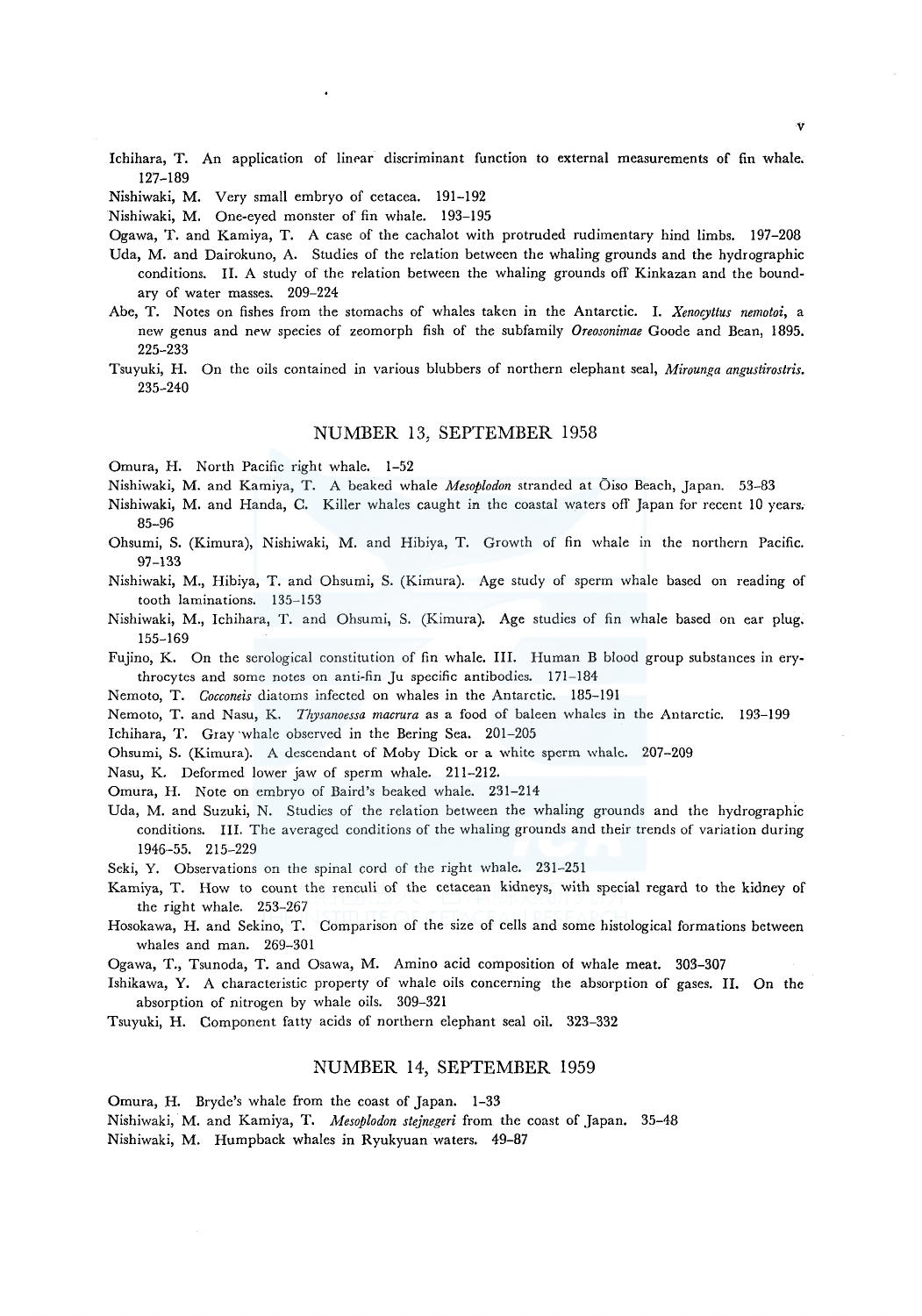Ichihara, T. An application of linear discriminant function to external measurements of fin whale. 127–189

Nishiwaki, M. Very small embryo of cetacea. 191–192

Nishiwaki, M. One-eyed monster of fin whale. 193–195

Ogawa, T. and Kamiya, T. A case of the cachalot with protruded rudimentary hind limbs. 197–208

Uda, M. and Dairokuno, A. Studies of the relation between the whaling grounds and the hydrographic conditions. II. A study of the relation between the whaling grounds off Kinkazan and the boundary of water masses. 209–224

Abe, T. Notes on fishes from the stomachs of whales taken in the Antarctic. I. *Xenocyttus nemotoi*, a new genus and new species of zeomorph fish of the subfamily *Oreosonimae* Goode and Bean, 1895. 225–233

Tsuyuki, H. On the oils contained in various blubbers of northern elephant seal, *Mirounga angustirostris*. 235–240

## NUMBER 13, SEPTEMBER 1958

Omura, H. North Pacific right whale. 1–52

Nishiwaki, M. and Kamiya, T. A beaked whale *Mesoplodon* stranded at Ōiso Beach, Japan. 53–83

Nishiwaki, M. and Handa, C. Killer whales caught in the coastal waters off Japan for recent 10 years. 85–96

Ohsumi, S. (Kimura), Nishiwaki, M. and Hibiya, T. Growth of fin whale in the northern Pacific. 97–133

Nishiwaki, M., Hibiya, T. and Ohsumi, S. (Kimura). Age study of sperm whale based on reading of tooth laminations. 135–153

Nishiwaki, M., Ichihara, T. and Ohsumi, S. (Kimura). Age studies of fin whale based on ear plug. 155–169

Fujino, K. On the serological constitution of fin whale. III. Human B blood group substances in erythrocytes and some notes on anti-fin Ju specific antibodies. 171–184

Nemoto, T. *Cocconeis* diatoms infected on whales in the Antarctic. 185–191

Nemoto, T. and Nasu, K. *Thysanoessa macrura* as a food of baleen whales in the Antarctic. 193–199

Ichihara, T. Gray whale observed in the Bering Sea. 201–205

Ohsumi, S. (Kimura). A descendant of Moby Dick or a white sperm whale. 207–209

Nasu, K. Deformed lower jaw of sperm whale. 211–212.

Omura, H. Note on embryo of Baird's beaked whale. 231–214

Uda, M. and Suzuki, N. Studies of the relation between the whaling grounds and the hydrographic conditions. III. The averaged conditions of the whaling grounds and their trends of variation during 1946–55. 215–229

Seki, Y. Observations on the spinal cord of the right whale. 231–251

Kamiya, T. How to count the renculi of the cetacean kidneys, with special regard to the kidney of the right whale. 253–267

Hosokawa, H. and Sekino, T. Comparison of the size of cells and some histological formations between whales and man. 269–301

Ogawa, T., Tsunoda, T. and Osawa, M. Amino acid composition of whale meat. 303–307

Ishikawa, Y. A characteristic property of whale oils concerning the absorption of gases. II. On the absorption of nitrogen by whale oils. 309–321

Tsuyuki, H. Component fatty acids of northern elephant seal oil. 323–332

## NUMBER 14, SEPTEMBER 1959

Omura, H. Bryde's whale from the coast of Japan. 1–33

Nishiwaki, M. and Kamiya, T. *Mesoplodon stejnegeri* from the coast of Japan. 35–48

Nishiwaki, M. Humpback whales in Ryukyuan waters. 49–87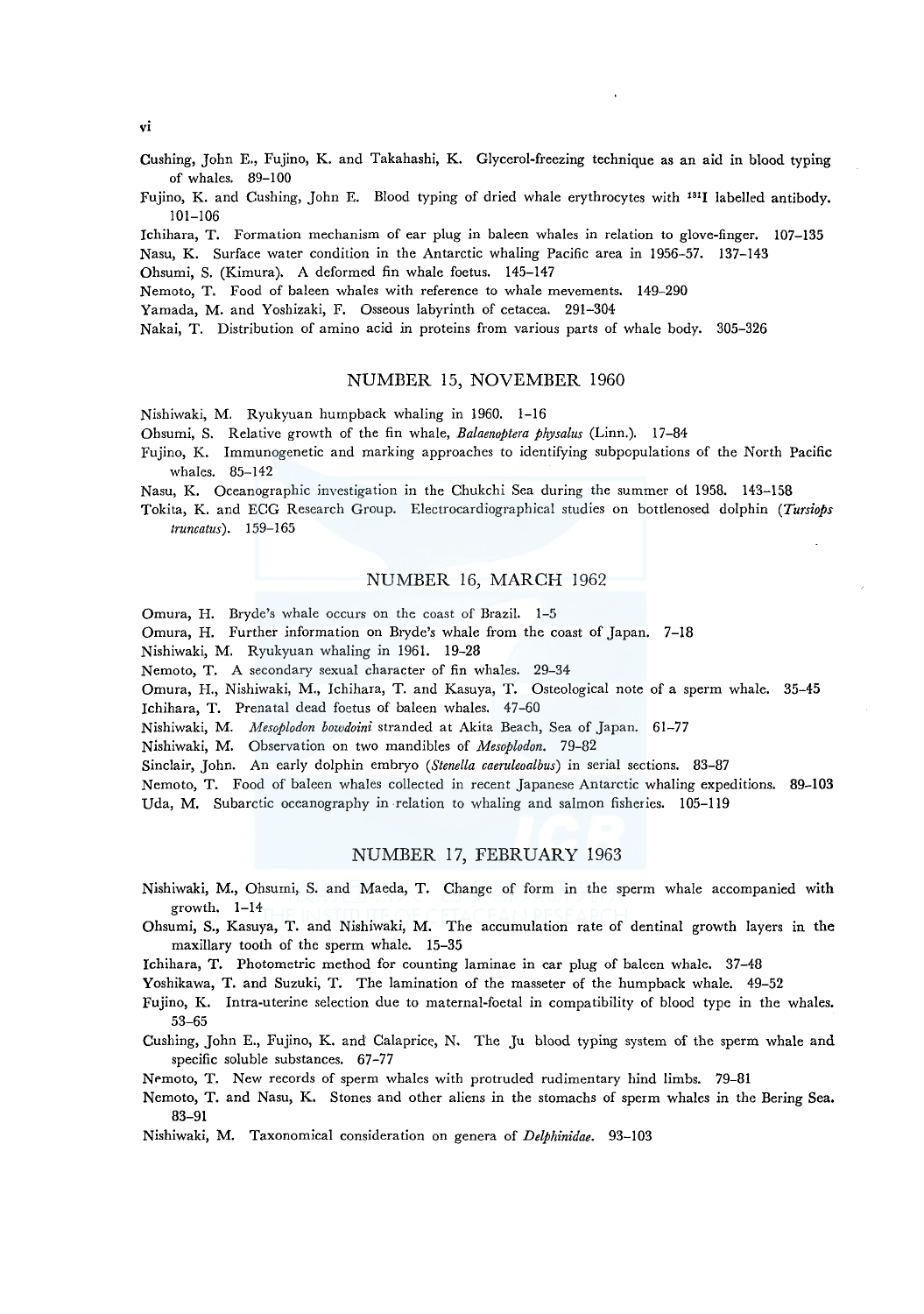Cushing, John E., Fujino, K. and Takahashi, K. Glycerol-freezing technique as an aid in blood typing of whales. 89–100

Fujino, K. and Cushing, John E. Blood typing of dried whale erythrocytes with $^{131}$I labelled antibody. 101–106

Ichihara, T. Formation mechanism of ear plug in baleen whales in relation to glove-finger. 107–135

Nasu, K. Surface water condition in the Antarctic whaling Pacific area in 1956–57. 137–143

Ohsumi, S. (Kimura). A deformed fin whale foetus. 145–147

Nemoto, T. Food of baleen whales with reference to whale mevements. 149–290

Yamada, M. and Yoshizaki, F. Osseous labyrinth of cetacea. 291–304

Nakai, T. Distribution of amino acid in proteins from various parts of whale body. 305–326

## NUMBER 15, NOVEMBER 1960

Nishiwaki, M. Ryukyuan humpback whaling in 1960. 1–16

Ohsumi, S. Relative growth of the fin whale, *Balaenoptera physalus* (Linn.). 17–84

Fujino, K. Immunogenetic and marking approaches to identifying subpopulations of the North Pacific whales. 85–142

Nasu, K. Oceanographic investigation in the Chukchi Sea during the summer of 1958. 143–158

Tokita, K. and ECG Research Group. Electrocardiographical studies on bottlenosed dolphin (*Tursiops truncatus*). 159–165

## NUMBER 16, MARCH 1962

Omura, H. Bryde's whale occurs on the coast of Brazil. 1–5

Omura, H. Further information on Bryde's whale from the coast of Japan. 7–18

Nishiwaki, M. Ryukyuan whaling in 1961. 19–28

Nemoto, T. A secondary sexual character of fin whales. 29–34

Omura, H., Nishiwaki, M., Ichihara, T. and Kasuya, T. Osteological note of a sperm whale. 35–45

Ichihara, T. Prenatal dead foetus of baleen whales. 47–60

Nishiwaki, M. *Mesoplodon bowdoini* stranded at Akita Beach, Sea of Japan. 61–77

Nishiwaki, M. Observation on two mandibles of *Mesoplodon*. 79–82

Sinclair, John. An early dolphin embryo (*Stenella caeruleoalbus*) in serial sections. 83–87

Nemoto, T. Food of baleen whales collected in recent Japanese Antarctic whaling expeditions. 89–103

Uda, M. Subarctic oceanography in relation to whaling and salmon fisheries. 105–119

## NUMBER 17, FEBRUARY 1963

Nishiwaki, M., Ohsumi, S. and Maeda, T. Change of form in the sperm whale accompanied with growth. 1–14

Ohsumi, S., Kasuya, T. and Nishiwaki, M. The accumulation rate of dentinal growth layers in the maxillary tooth of the sperm whale. 15–35

Ichihara, T. Photometric method for counting laminae in ear plug of baleen whale. 37–48

Yoshikawa, T. and Suzuki, T. The lamination of the masseter of the humpback whale. 49–52

Fujino, K. Intra-uterine selection due to maternal-foetal in compatibility of blood type in the whales. 53–65

Cushing, John E., Fujino, K. and Calaprice, N. The Ju blood typing system of the sperm whale and specific soluble substances. 67–77

Nemoto, T. New records of sperm whales with protruded rudimentary hind limbs. 79–81

Nemoto, T. and Nasu, K. Stones and other aliens in the stomachs of sperm whales in the Bering Sea. 83–91

Nishiwaki, M. Taxonomical consideration on genera of *Delphinidae*. 93–103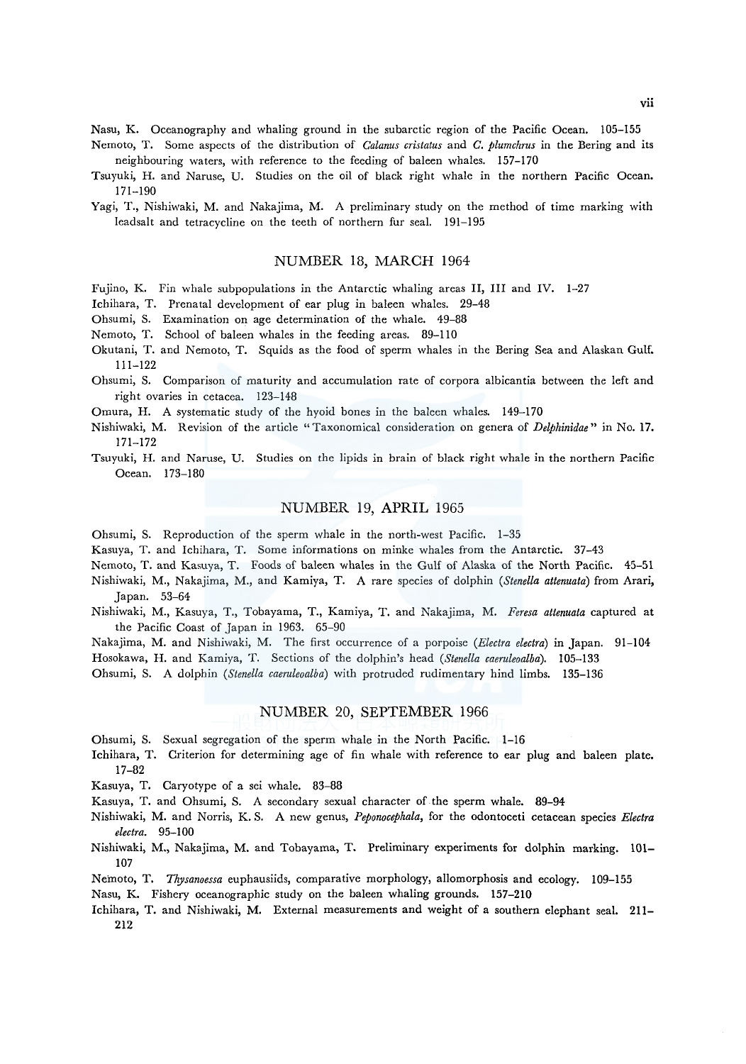Nasu, K. Oceanography and whaling ground in the subarctic region of the Pacific Ocean. 105–155

Nemoto, T. Some aspects of the distribution of *Calanus cristatus* and *C. plumchrus* in the Bering and its neighbouring waters, with reference to the feeding of baleen whales. 157–170

Tsuyuki, H. and Naruse, U. Studies on the oil of black right whale in the northern Pacific Ocean. 171–190

Yagi, T., Nishiwaki, M. and Nakajima, M. A preliminary study on the method of time marking with leadsalt and tetracycline on the teeth of northern fur seal. 191–195

## NUMBER 18, MARCH 1964

Fujino, K. Fin whale subpopulations in the Antarctic whaling areas II, III and IV. 1–27

Ichihara, T. Prenatal development of ear plug in baleen whales. 29–48

Ohsumi, S. Examination on age determination of the whale. 49–88

Nemoto, T. School of baleen whales in the feeding areas. 89–110

Okutani, T. and Nemoto, T. Squids as the food of sperm whales in the Bering Sea and Alaskan Gulf. 111–122

Ohsumi, S. Comparison of maturity and accumulation rate of corpora albicantia between the left and right ovaries in cetacea. 123–148

Omura, H. A systematic study of the hyoid bones in the baleen whales. 149–170

Nishiwaki, M. Revision of the article "Taxonomical consideration on genera of *Delphinidae*" in No. 17. 171–172

Tsuyuki, H. and Naruse, U. Studies on the lipids in brain of black right whale in the northern Pacific Ocean. 173–180

## NUMBER 19, APRIL 1965

Ohsumi, S. Reproduction of the sperm whale in the north-west Pacific. 1–35

Kasuya, T. and Ichihara, T. Some informations on minke whales from the Antarctic. 37–43

Nemoto, T. and Kasuya, T. Foods of baleen whales in the Gulf of Alaska of the North Pacific. 45–51

Nishiwaki, M., Nakajima, M., and Kamiya, T. A rare species of dolphin (*Stenella attenuata*) from Arari, Japan. 53–64

Nishiwaki, M., Kasuya, T., Tobayama, T., Kamiya, T. and Nakajima, M. *Feresa attenuata* captured at the Pacific Coast of Japan in 1963. 65–90

Nakajima, M. and Nishiwaki, M. The first occurrence of a porpoise (*Electra electra*) in Japan. 91–104

Hosokawa, H. and Kamiya, T. Sections of the dolphin's head (*Stenella caeruleoalba*). 105–133

Ohsumi, S. A dolphin (*Stenella caeruleoalba*) with protruded rudimentary hind limbs. 135–136

## NUMBER 20, SEPTEMBER 1966

Ohsumi, S. Sexual segregation of the sperm whale in the North Pacific. 1–16

Ichihara, T. Criterion for determining age of fin whale with reference to ear plug and baleen plate. 17–82

Kasuya, T. Caryotype of a sei whale. 83–88

Kasuya, T. and Ohsumi, S. A secondary sexual character of the sperm whale. 89–94

Nishiwaki, M. and Norris, K. S. A new genus, *Peponocephala*, for the odontoceti cetacean species *Electra electra*. 95–100

Nishiwaki, M., Nakajima, M. and Tobayama, T. Preliminary experiments for dolphin marking. 101–107

Nemoto, T. *Thysanoessa* euphausiids, comparative morphology, allomorphosis and ecology. 109–155

Nasu, K. Fishery oceanographic study on the baleen whaling grounds. 157–210

Ichihara, T. and Nishiwaki, M. External measurements and weight of a southern elephant seal. 211–212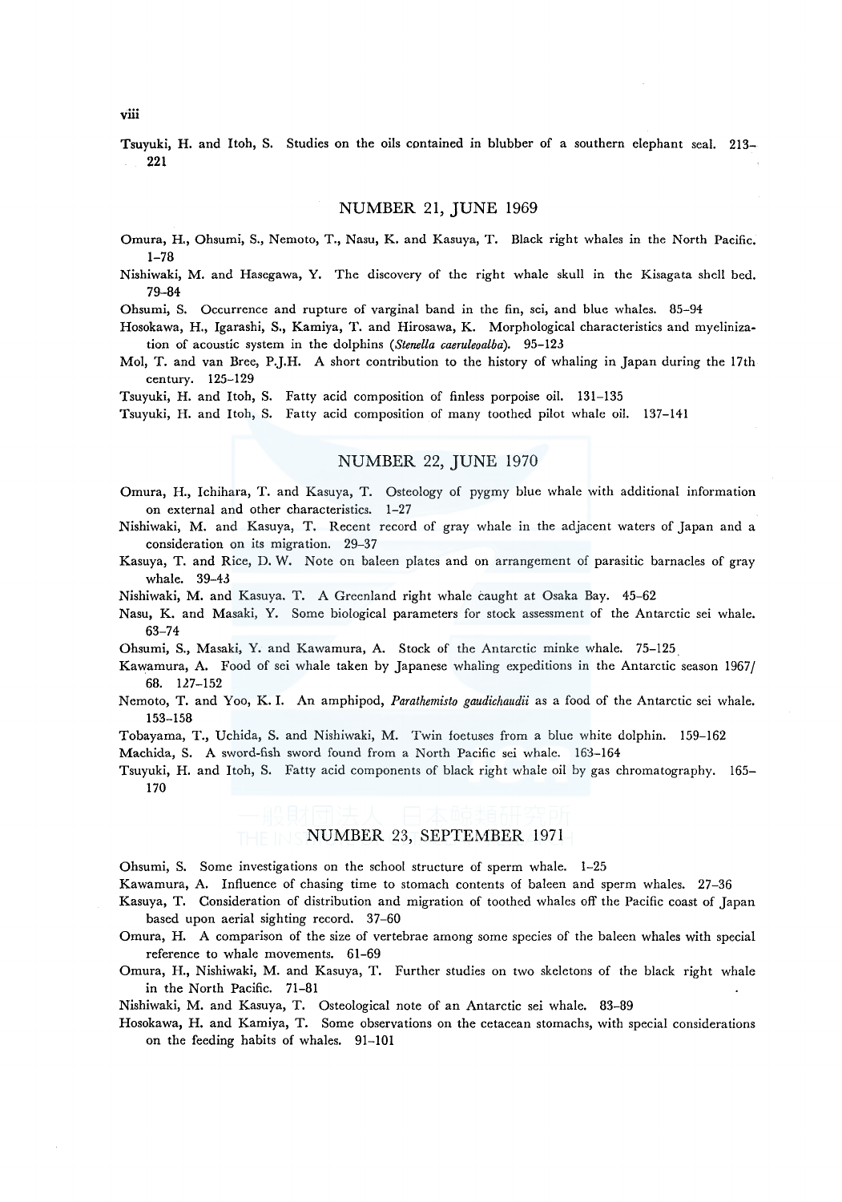Tsuyuki, H. and Itoh, S. Studies on the oils contained in blubber of a southern elephant seal. 213–221

## NUMBER 21, JUNE 1969

Omura, H., Ohsumi, S., Nemoto, T., Nasu, K. and Kasuya, T. Black right whales in the North Pacific. 1–78

Nishiwaki, M. and Hasegawa, Y. The discovery of the right whale skull in the Kisagata shell bed. 79–84

Ohsumi, S. Occurrence and rupture of varginal band in the fin, sei, and blue whales. 85–94

Hosokawa, H., Igarashi, S., Kamiya, T. and Hirosawa, K. Morphological characteristics and myelinization of acoustic system in the dolphins (*Stenella caeruleoalba*). 95–123

Mol, T. and van Bree, P.J.H. A short contribution to the history of whaling in Japan during the 17th century. 125–129

Tsuyuki, H. and Itoh, S. Fatty acid composition of finless porpoise oil. 131–135

Tsuyuki, H. and Itoh, S. Fatty acid composition of many toothed pilot whale oil. 137–141

## NUMBER 22, JUNE 1970

Omura, H., Ichihara, T. and Kasuya, T. Osteology of pygmy blue whale with additional information on external and other characteristics. 1–27

Nishiwaki, M. and Kasuya, T. Recent record of gray whale in the adjacent waters of Japan and a consideration on its migration. 29–37

Kasuya, T. and Rice, D. W. Note on baleen plates and on arrangement of parasitic barnacles of gray whale. 39–43

Nishiwaki, M. and Kasuya. T. A Greenland right whale caught at Osaka Bay. 45–62

Nasu, K. and Masaki, Y. Some biological parameters for stock assessment of the Antarctic sei whale. 63–74

Ohsumi, S., Masaki, Y. and Kawamura, A. Stock of the Antarctic minke whale. 75–125

Kawamura, A. Food of sei whale taken by Japanese whaling expeditions in the Antarctic season 1967/68. 127–152

Nemoto, T. and Yoo, K. I. An amphipod, *Parathemisto gaudichaudii* as a food of the Antarctic sei whale. 153–158

Tobayama, T., Uchida, S. and Nishiwaki, M. Twin foetuses from a blue white dolphin. 159–162

Machida, S. A sword-fish sword found from a North Pacific sei whale. 163–164

Tsuyuki, H. and Itoh, S. Fatty acid components of black right whale oil by gas chromatography. 165–170

## NUMBER 23, SEPTEMBER 1971

Ohsumi, S. Some investigations on the school structure of sperm whale. 1–25

Kawamura, A. Influence of chasing time to stomach contents of baleen and sperm whales. 27–36

Kasuya, T. Consideration of distribution and migration of toothed whales off the Pacific coast of Japan based upon aerial sighting record. 37–60

Omura, H. A comparison of the size of vertebrae among some species of the baleen whales with special reference to whale movements. 61–69

Omura, H., Nishiwaki, M. and Kasuya, T. Further studies on two skeletons of the black right whale in the North Pacific. 71–81

Nishiwaki, M. and Kasuya, T. Osteological note of an Antarctic sei whale. 83–89

Hosokawa, H. and Kamiya, T. Some observations on the cetacean stomachs, with special considerations on the feeding habits of whales. 91–101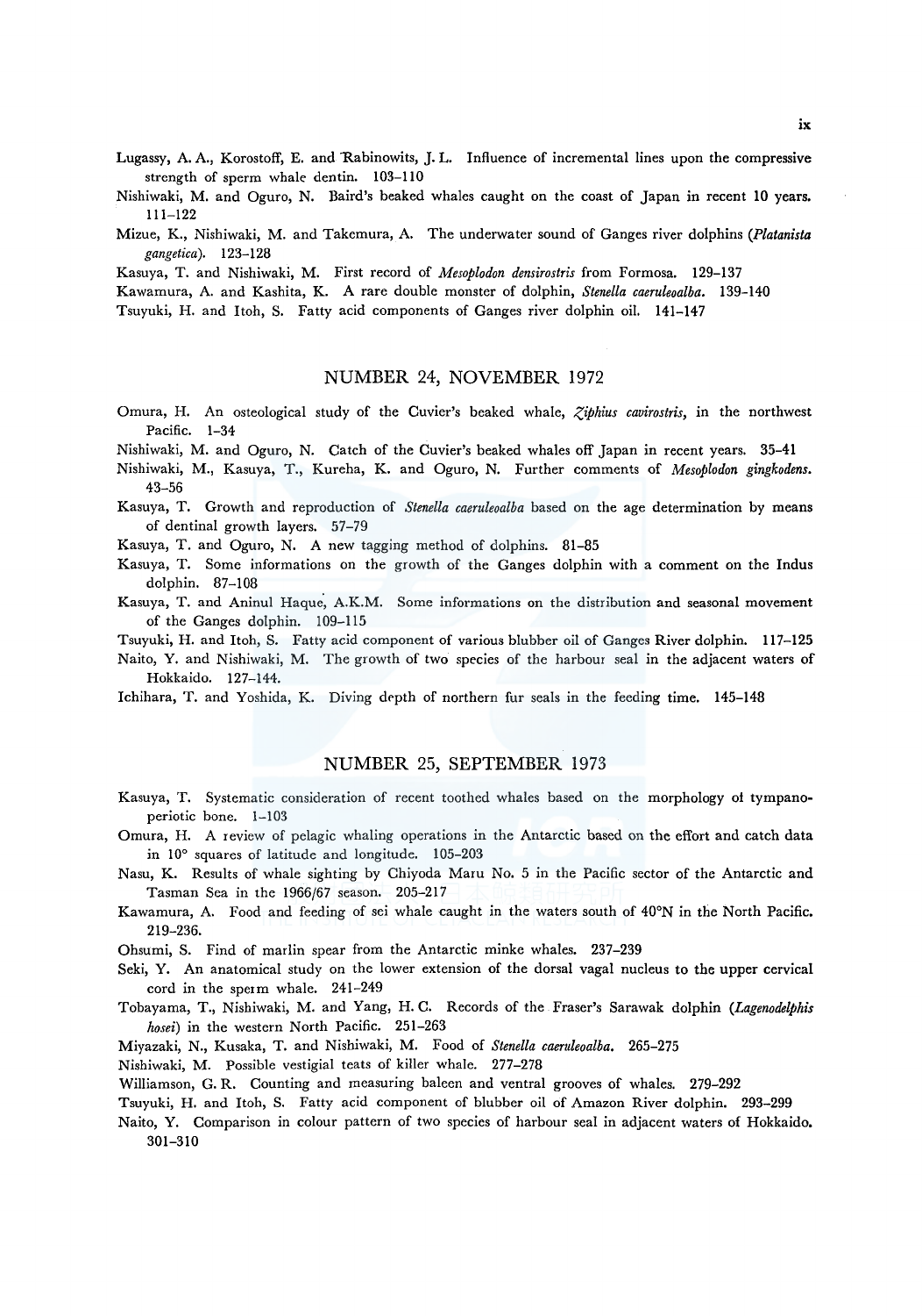Lugassy, A. A., Korostoff, E. and Rabinowits, J. L. Influence of incremental lines upon the compressive strength of sperm whale dentin. 103–110

Nishiwaki, M. and Oguro, N. Baird's beaked whales caught on the coast of Japan in recent 10 years. 111–122

Mizue, K., Nishiwaki, M. and Takemura, A. The underwater sound of Ganges river dolphins (*Platanista gangetica*). 123–128

Kasuya, T. and Nishiwaki, M. First record of *Mesoplodon densirostris* from Formosa. 129–137

Kawamura, A. and Kashita, K. A rare double monster of dolphin, *Stenella caeruleoalba*. 139–140

Tsuyuki, H. and Itoh, S. Fatty acid components of Ganges river dolphin oil. 141–147

## NUMBER 24, NOVEMBER 1972

Omura, H. An osteological study of the Cuvier's beaked whale, *Ziphius cavirostris*, in the northwest Pacific. 1–34

Nishiwaki, M. and Oguro, N. Catch of the Cuvier's beaked whales off Japan in recent years. 35–41

Nishiwaki, M., Kasuya, T., Kureha, K. and Oguro, N. Further comments of *Mesoplodon gingkodens*. 43–56

Kasuya, T. Growth and reproduction of *Stenella caeruleoalba* based on the age determination by means of dentinal growth layers. 57–79

Kasuya, T. and Oguro, N. A new tagging method of dolphins. 81–85

Kasuya, T. Some informations on the growth of the Ganges dolphin with a comment on the Indus dolphin. 87–108

Kasuya, T. and Aninul Haque, A.K.M. Some informations on the distribution and seasonal movement of the Ganges dolphin. 109–115

Tsuyuki, H. and Itoh, S. Fatty acid component of various blubber oil of Ganges River dolphin. 117–125

Naito, Y. and Nishiwaki, M. The growth of two species of the harbour seal in the adjacent waters of Hokkaido. 127–144.

Ichihara, T. and Yoshida, K. Diving depth of northern fur seals in the feeding time. 145–148

## NUMBER 25, SEPTEMBER 1973

Kasuya, T. Systematic consideration of recent toothed whales based on the morphology of tympano-periotic bone. 1–103

Omura, H. A review of pelagic whaling operations in the Antarctic based on the effort and catch data in 10° squares of latitude and longitude. 105–203

Nasu, K. Results of whale sighting by Chiyoda Maru No. 5 in the Pacific sector of the Antarctic and Tasman Sea in the 1966/67 season. 205–217

Kawamura, A. Food and feeding of sei whale caught in the waters south of 40°N in the North Pacific. 219–236.

Ohsumi, S. Find of marlin spear from the Antarctic minke whales. 237–239

Seki, Y. An anatomical study on the lower extension of the dorsal vagal nucleus to the upper cervical cord in the sperm whale. 241–249

Tobayama, T., Nishiwaki, M. and Yang, H. C. Records of the Fraser's Sarawak dolphin (*Lagenodelphis hosei*) in the western North Pacific. 251–263

Miyazaki, N., Kusaka, T. and Nishiwaki, M. Food of *Stenella caeruleoalba*. 265–275

Nishiwaki, M. Possible vestigial teats of killer whale. 277–278

Williamson, G. R. Counting and measuring baleen and ventral grooves of whales. 279–292

Tsuyuki, H. and Itoh, S. Fatty acid component of blubber oil of Amazon River dolphin. 293–299

Naito, Y. Comparison in colour pattern of two species of harbour seal in adjacent waters of Hokkaido. 301–310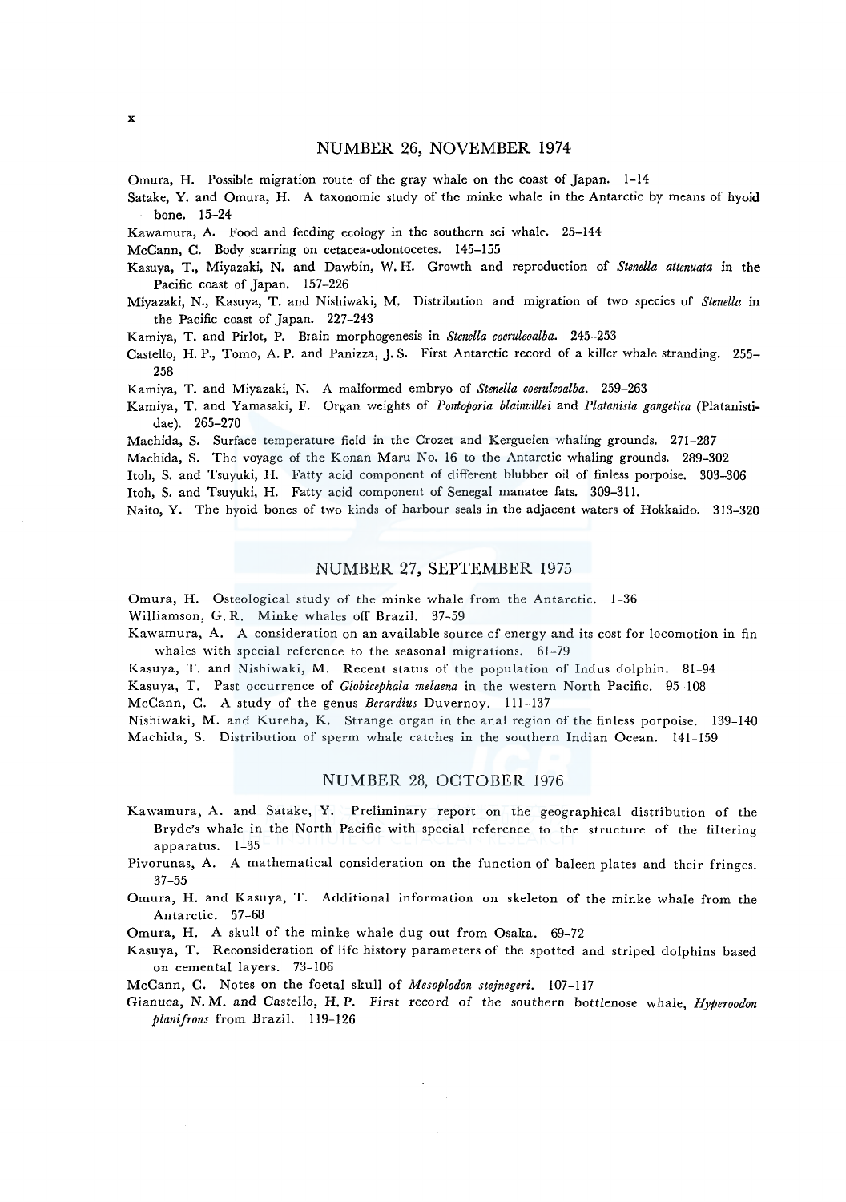## NUMBER 26, NOVEMBER 1974

Omura, H. Possible migration route of the gray whale on the coast of Japan. 1–14

Satake, Y. and Omura, H. A taxonomic study of the minke whale in the Antarctic by means of hyoid bone. 15–24

Kawamura, A. Food and feeding ecology in the southern sei whale. 25–144

McCann, C. Body scarring on cetacea-odontocetes. 145–155

Kasuya, T., Miyazaki, N. and Dawbin, W. H. Growth and reproduction of *Stenella attenuata* in the Pacific coast of Japan. 157–226

Miyazaki, N., Kasuya, T. and Nishiwaki, M. Distribution and migration of two species of *Stenella* in the Pacific coast of Japan. 227–243

Kamiya, T. and Pirlot, P. Brain morphogenesis in *Stenella coeruleoalba*. 245–253

Castello, H. P., Tomo, A. P. and Panizza, J. S. First Antarctic record of a killer whale stranding. 255–258

Kamiya, T. and Miyazaki, N. A malformed embryo of *Stenella coeruleoalba*. 259–263

Kamiya, T. and Yamasaki, F. Organ weights of *Pontoporia blainvillei* and *Platanista gangetica* (Platanistidae). 265–270

Machida, S. Surface temperature field in the Crozet and Kerguelen whaling grounds. 271–287

Machida, S. The voyage of the Konan Maru No. 16 to the Antarctic whaling grounds. 289–302

Itoh, S. and Tsuyuki, H. Fatty acid component of different blubber oil of finless porpoise. 303–306

Itoh, S. and Tsuyuki, H. Fatty acid component of Senegal manatee fats. 309–311.

Naito, Y. The hyoid bones of two kinds of harbour seals in the adjacent waters of Hokkaido. 313–320

## NUMBER 27, SEPTEMBER 1975

Omura, H. Osteological study of the minke whale from the Antarctic. 1–36

Williamson, G. R. Minke whales off Brazil. 37–59

Kawamura, A. A consideration on an available source of energy and its cost for locomotion in fin whales with special reference to the seasonal migrations. 61–79

Kasuya, T. and Nishiwaki, M. Recent status of the population of Indus dolphin. 81–94

Kasuya, T. Past occurrence of *Globicephala melaena* in the western North Pacific. 95–108

McCann, C. A study of the genus *Berardius* Duvernoy. 111–137

Nishiwaki, M. and Kureha, K. Strange organ in the anal region of the finless porpoise. 139–140

Machida, S. Distribution of sperm whale catches in the southern Indian Ocean. 141–159

## NUMBER 28, OCTOBER 1976

Kawamura, A. and Satake, Y. Preliminary report on the geographical distribution of the Bryde's whale in the North Pacific with special reference to the structure of the filtering apparatus. 1–35

Pivorunas, A. A mathematical consideration on the function of baleen plates and their fringes. 37–55

Omura, H. and Kasuya, T. Additional information on skeleton of the minke whale from the Antarctic. 57–68

Omura, H. A skull of the minke whale dug out from Osaka. 69–72

Kasuya, T. Reconsideration of life history parameters of the spotted and striped dolphins based on cemental layers. 73–106

McCann, C. Notes on the foetal skull of *Mesoplodon stejnegeri*. 107–117

Gianuca, N. M. and Castello, H. P. First record of the southern bottlenose whale, *Hyperoodon planifrons* from Brazil. 119–126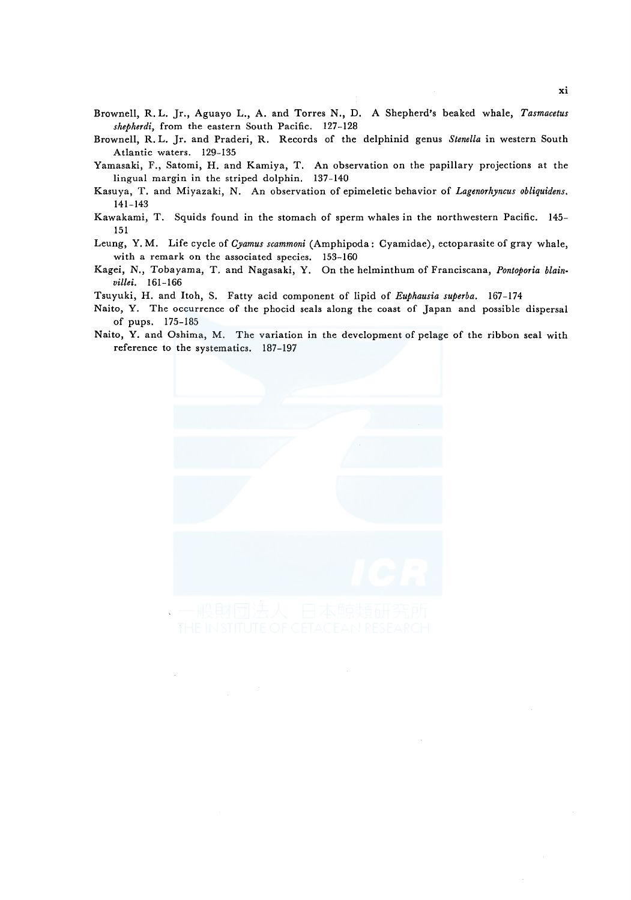Brownell, R. L. Jr., Aguayo L., A. and Torres N., D. A Shepherd's beaked whale, *Tasmacetus shepherdi*, from the eastern South Pacific. 127–128

Brownell, R. L. Jr. and Praderi, R. Records of the delphinid genus *Stenella* in western South Atlantic waters. 129–135

Yamasaki, F., Satomi, H. and Kamiya, T. An observation on the papillary projections at the lingual margin in the striped dolphin. 137–140

Kasuya, T. and Miyazaki, N. An observation of epimeletic behavior of *Lagenorhyncus obliquidens*. 141–143

Kawakami, T. Squids found in the stomach of sperm whales in the northwestern Pacific. 145–151

Leung, Y. M. Life cycle of *Cyamus scammoni* (Amphipoda: Cyamidae), ectoparasite of gray whale, with a remark on the associated species. 153–160

Kagei, N., Tobayama, T. and Nagasaki, Y. On the helminthum of Franciscana, *Pontoporia blainvillei*. 161–166

Tsuyuki, H. and Itoh, S. Fatty acid component of lipid of *Euphausia superba*. 167–174

Naito, Y. The occurrence of the phocid seals along the coast of Japan and possible dispersal of pups. 175–185

Naito, Y. and Oshima, M. The variation in the development of pelage of the ribbon seal with reference to the systematics. 187–197